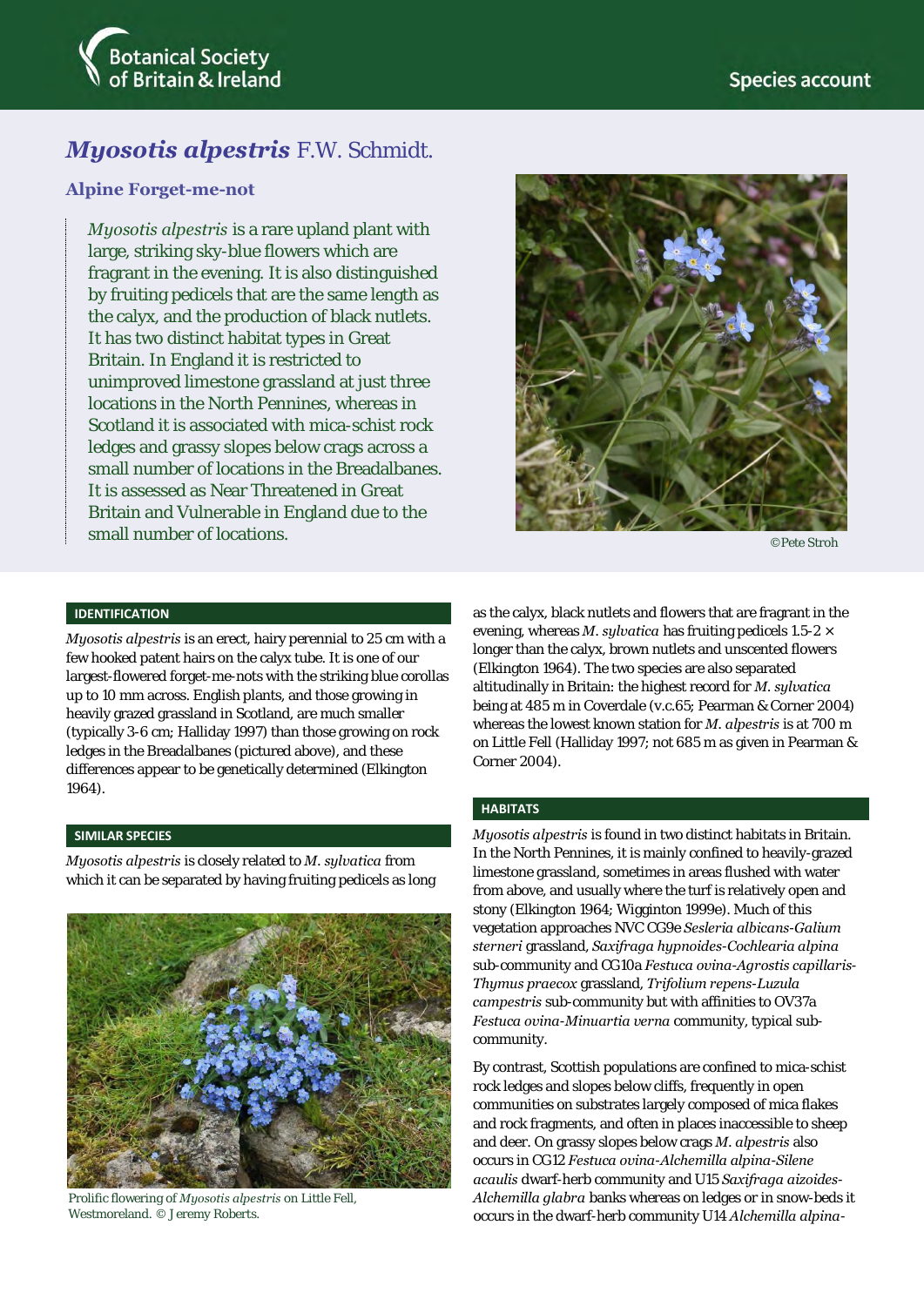# *Myosotis alpestris* F.W. Schmidt.

## Alpine Forget-me-not

*Myosotis alpestris* is a rare upland plant with large, striking sky-blue flowers which are fragrant in the evening. It is also distinguished by fruiting pedicels that are the same length as the calyx, and the production of black nutlets. It has two distinct habitat types in Great Britain. In England it is restricted to unimproved limestone grassland at just three locations in the North Pennines, whereas in Scotland it is associated with mica-schist rock ledges and grassy slopes below crags across a small number of locations in the Breadalbanes. It is assessed as Near Threatened in Great Britain and Vulnerable in England due to the small number of locations.

©Pete Stroh

### IDENTIFICATION

*Myosotis alpestris* is an erect, hairy perennial to 25 cm with a few hooked patent hairs on the calyx tube. It is one of our largest-flowered forget-me-nots with the striking blue corollas up to 10 mm across. English plants, and those growing in heavily grazed grassland in Scotland, are much smaller (typically 3-6 cm; Halliday 1997) than those growing on rock ledges in the Breadalbanes (pictured above), and these differences appear to be genetically determined (Elkington 1964).

### SIMILAR SPECIES

*Myosotis alpestris* is closely related to *M. sylvatica* from which it can be separated by having fruiting pedicels as long as the calyx, black nutlets and flowers that are fragrant in the evening, whereas *M. sylvatica* has fruiting pedicels 1.5-2 × longer than the calyx, brown nutlets and unscented flowers (Elkington 1964). The two species are also separated altitudinally in Britain: the highest record for *M. sylvatica* being at 485 m in Coverdale (v.c.65; Pearman & Corner 2004) whereas the lowest known station for *M. alpestris* is at 700 m on Little Fell (Halliday 1997; not 685 m as given in Pearman & Corner 2004).

Prolific flowering of *Myosotis alpestris* on Little Fell, Westmoreland. © Jeremy Roberts.

### HABITATS

*Myosotis alpestris* is found in two distinct habitats in Britain. In the North Pennines, it is mainly confined to heavily-grazed limestone grassland, sometimes in areas flushed with water from above, and usually where the turf is relatively open and stony (Elkington 1964; Wigginton 1999e). Much of this vegetation approaches NVC CG9e *Sesleria albicans-Galium sterneri* grassland, *Saxifraga hypnoides-Cochlearia alpina* sub-community and CG10a *Festuca ovina-Agrostis capillaris-Thymus praecox* grassland, *Trifolium repens-Luzula campestris* sub-community but with affinities to OV37a *Festuca ovina-Minuartia verna* community, typical sub-community.

By contrast, Scottish populations are confined to mica-schist rock ledges and slopes below cliffs, frequently in open communities on substrates largely composed of mica flakes and rock fragments, and often in places inaccessible to sheep and deer. On grassy slopes below crags *M. alpestris* also occurs in CG12 *Festuca ovina-Alchemilla alpina-Silene acaulis* dwarf-herb community and U15 *Saxifraga aizoides-Alchemilla glabra* banks whereas on ledges or in snow-beds it occurs in the dwarf-herb community U14 *Alchemilla alpina-*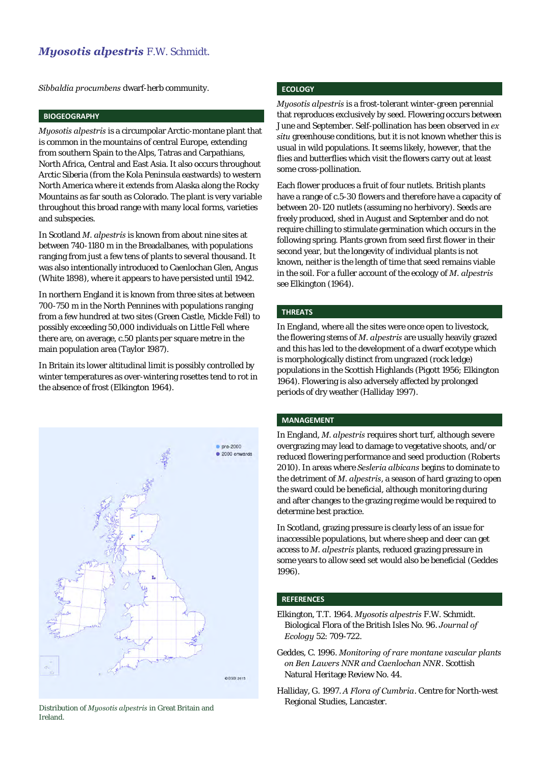# *Myosotis alpestris* F.W. Schmidt.

*Sibbaldia procumbens* dwarf-herb community.

## BIOGEOGRAPHY

*Myosotis alpestris* is a circumpolar Arctic-montane plant that is common in the mountains of central Europe, extending from southern Spain to the Alps, Tatras and Carpathians, North Africa, Central and East Asia. It also occurs throughout Arctic Siberia (from the Kola Peninsula eastwards) to western North America where it extends from Alaska along the Rocky Mountains as far south as Colorado. The plant is very variable throughout this broad range with many local forms, varieties and subspecies.

In Scotland *M. alpestris* is known from about nine sites at between 740-1180 m in the Breadalbanes, with populations ranging from just a few tens of plants to several thousand. It was also intentionally introduced to Caenlochan Glen, Angus (White 1898), where it appears to have persisted until 1942.

In northern England it is known from three sites at between 700-750 m in the North Pennines with populations ranging from a few hundred at two sites (Green Castle, Mickle Fell) to possibly exceeding 50,000 individuals on Little Fell where there are, on average, c.50 plants per square metre in the main population area (Taylor 1987).

In Britain its lower altitudinal limit is possibly controlled by winter temperatures as over-wintering rosettes tend to rot in the absence of frost (Elkington 1964).

Distribution of *Myosotis alpestris* in Great Britain and Ireland.

## ECOLOGY

*Myosotis alpestris* is a frost-tolerant winter-green perennial that reproduces exclusively by seed. Flowering occurs between June and September. Self-pollination has been observed in *ex situ* greenhouse conditions, but it is not known whether this is usual in wild populations. It seems likely, however, that the flies and butterflies which visit the flowers carry out at least some cross-pollination.

Each flower produces a fruit of four nutlets. British plants have a range of c.5-30 flowers and therefore have a capacity of between 20-120 nutlets (assuming no herbivory). Seeds are freely produced, shed in August and September and do not require chilling to stimulate germination which occurs in the following spring. Plants grown from seed first flower in their second year, but the longevity of individual plants is not known, neither is the length of time that seed remains viable in the soil. For a fuller account of the ecology of *M. alpestris* see Elkington (1964).

## THREATS

In England, where all the sites were once open to livestock, the flowering stems of *M. alpestris* are usually heavily grazed and this has led to the development of a dwarf ecotype which is morphologically distinct from ungrazed (rock ledge) populations in the Scottish Highlands (Pigott 1956; Elkington 1964). Flowering is also adversely affected by prolonged periods of dry weather (Halliday 1997).

## MANAGEMENT

In England, *M. alpestris* requires short turf, although severe overgrazing may lead to damage to vegetative shoots, and/or reduced flowering performance and seed production (Roberts 2010). In areas where *Sesleria albicans* begins to dominate to the detriment of *M. alpestris*, a season of hard grazing to open the sward could be beneficial, although monitoring during and after changes to the grazing regime would be required to determine best practice.

In Scotland, grazing pressure is clearly less of an issue for inaccessible populations, but where sheep and deer can get access to *M. alpestris* plants, reduced grazing pressure in some years to allow seed set would also be beneficial (Geddes 1996).

## REFERENCES

Elkington, T.T. 1964. *Myosotis alpestris* F.W. Schmidt. Biological Flora of the British Isles No. 96. *Journal of Ecology* 52: 709-722.

Geddes, C. 1996. *Monitoring of rare montane vascular plants on Ben Lawers NNR and Caenlochan NNR*. Scottish Natural Heritage Review No. 44.

Halliday, G. 1997. *A Flora of Cumbria*. Centre for North-west Regional Studies, Lancaster.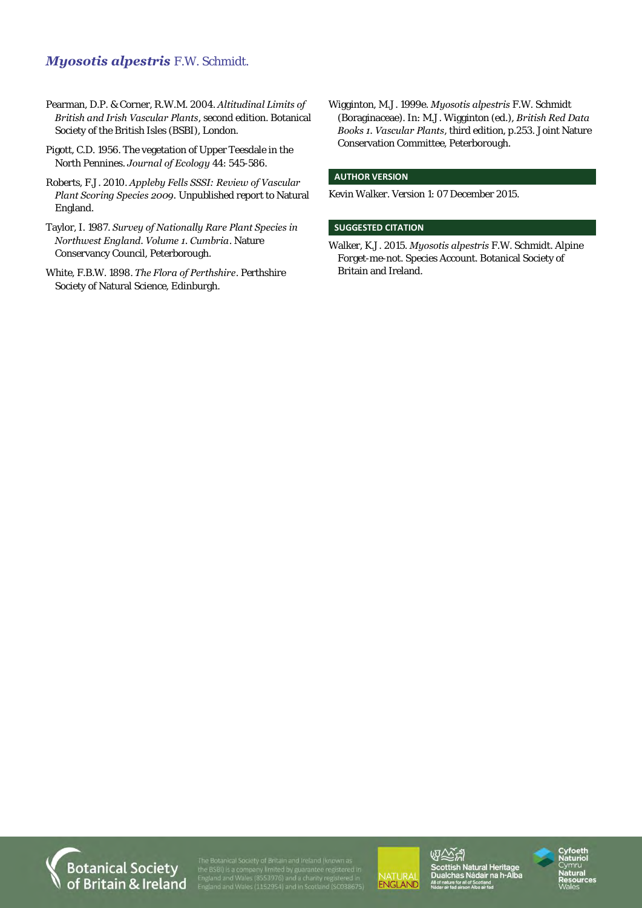Pearman, D.P. & Corner, R.W.M. 2004. *Altitudinal Limits of British and Irish Vascular Plants*, second edition. Botanical Society of the British Isles (BSBI), London.

Pigott, C.D. 1956. The vegetation of Upper Teesdale in the North Pennines. *Journal of Ecology* 44: 545-586.

Roberts, F.J. 2010. *Appleby Fells SSSI: Review of Vascular Plant Scoring Species 2009*. Unpublished report to Natural England.

Taylor, I. 1987. *Survey of Nationally Rare Plant Species in Northwest England. Volume 1. Cumbria*. Nature Conservancy Council, Peterborough.

White, F.B.W. 1898. *The Flora of Perthshire*. Perthshire Society of Natural Science, Edinburgh.

Wigginton, M.J. 1999e. *Myosotis alpestris* F.W. Schmidt (Boraginaceae). In: M.J. Wigginton (ed.), *British Red Data Books 1. Vascular Plants*, third edition, p.253. Joint Nature Conservation Committee, Peterborough.

## AUTHOR VERSION

Kevin Walker. Version 1: 07 December 2015.

## SUGGESTED CITATION

Walker, K.J. 2015. *Myosotis alpestris* F.W. Schmidt. Alpine Forget-me-not. Species Account. Botanical Society of Britain and Ireland.

The Botanical Society of Britain and Ireland (known as the BSBI) is a company limited by guarantee registered in England and Wales (8553976) and a charity registered in England and Wales (1152954) and in Scotland (SC038675)